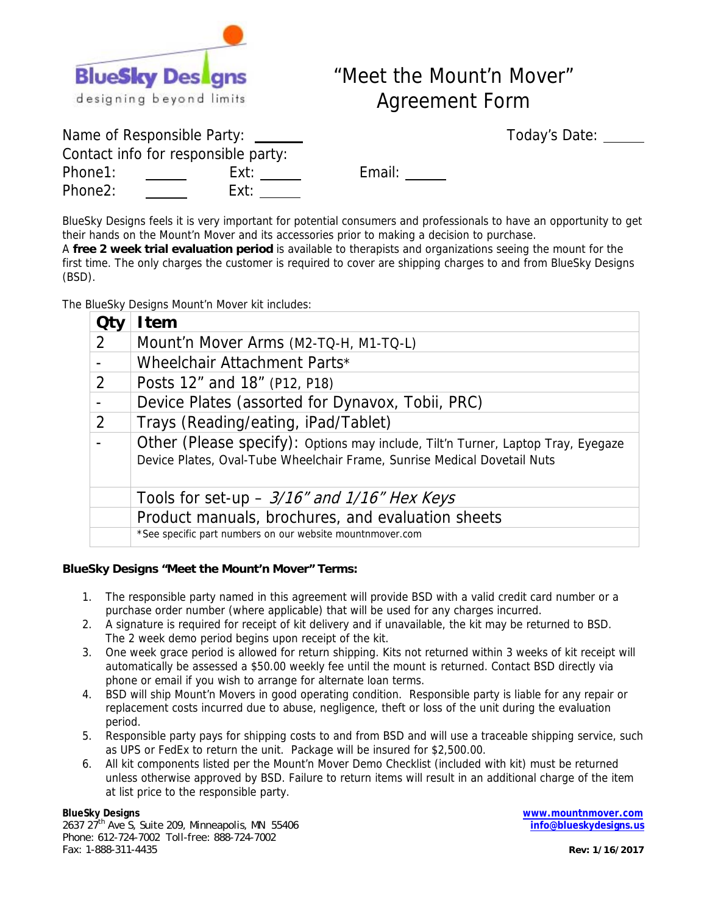BlueSky Designs
designing beyond limits

# "Meet the Mount'n Mover" Agreement Form

Name of Responsible Party: ______ Today's Date: ______

Contact info for responsible party:

Phone1: ______ Ext: ______ Email: ______

Phone2: ______ Ext: ______

BlueSky Designs feels it is very important for potential consumers and professionals to have an opportunity to get their hands on the Mount'n Mover and its accessories prior to making a decision to purchase.

A **free 2 week trial evaluation period** is available to therapists and organizations seeing the mount for the first time. The only charges the customer is required to cover are shipping charges to and from BlueSky Designs (BSD).

The BlueSky Designs Mount'n Mover kit includes:

| Qty | Item |
|---|---|
| 2 | Mount'n Mover Arms (M2-TQ-H, M1-TQ-L) |
| - | Wheelchair Attachment Parts* |
| 2 | Posts 12" and 18" (P12, P18) |
| - | Device Plates (assorted for Dynavox, Tobii, PRC) |
| 2 | Trays (Reading/eating, iPad/Tablet) |
| - | Other (Please specify): Options may include, Tilt'n Turner, Laptop Tray, Eyegaze Device Plates, Oval-Tube Wheelchair Frame, Sunrise Medical Dovetail Nuts |
| | Tools for set-up – *3/16" and 1/16" Hex Keys* |
| | Product manuals, brochures, and evaluation sheets |
| | *See specific part numbers on our website mountnmover.com |

**BlueSky Designs "Meet the Mount'n Mover" Terms:**

1. The responsible party named in this agreement will provide BSD with a valid credit card number or a purchase order number (where applicable) that will be used for any charges incurred.
2. A signature is required for receipt of kit delivery and if unavailable, the kit may be returned to BSD. The 2 week demo period begins upon receipt of the kit.
3. One week grace period is allowed for return shipping. Kits not returned within 3 weeks of kit receipt will automatically be assessed a $50.00 weekly fee until the mount is returned. Contact BSD directly via phone or email if you wish to arrange for alternate loan terms.
4. BSD will ship Mount'n Movers in good operating condition. Responsible party is liable for any repair or replacement costs incurred due to abuse, negligence, theft or loss of the unit during the evaluation period.
5. Responsible party pays for shipping costs to and from BSD and will use a traceable shipping service, such as UPS or FedEx to return the unit. Package will be insured for $2,500.00.
6. All kit components listed per the Mount'n Mover Demo Checklist (included with kit) must be returned unless otherwise approved by BSD. Failure to return items will result in an additional charge of the item at list price to the responsible party.

**BlueSky Designs**
2637 27th Ave S, Suite 209, Minneapolis, MN 55406
Phone: 612-724-7002 Toll-free: 888-724-7002
Fax: 1-888-311-4435

**www.mountnmover.com**
**info@blueskydesigns.us**

**Rev: 1/16/2017**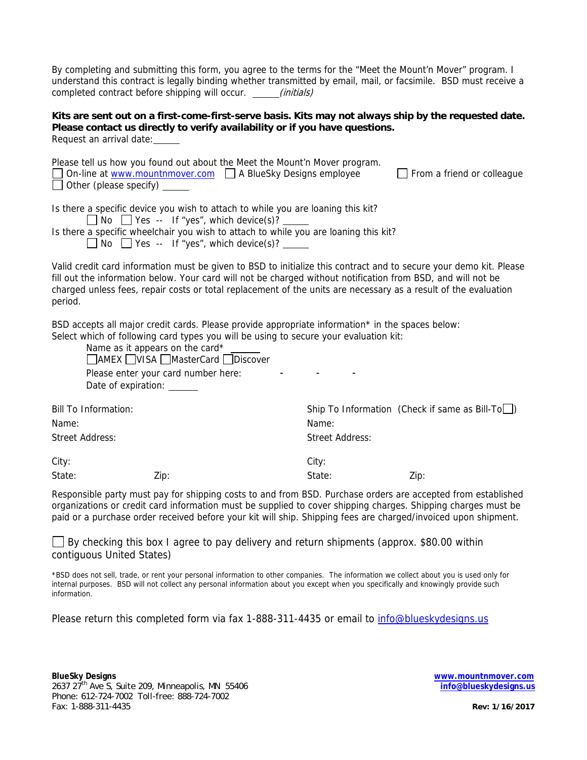By completing and submitting this form, you agree to the terms for the "Meet the Mount'n Mover" program. I understand this contract is legally binding whether transmitted by email, mail, or facsimile. BSD must receive a completed contract before shipping will occur. _____ *(initials)*

**Kits are sent out on a first-come-first-serve basis. Kits may not always ship by the requested date. Please contact us directly to verify availability or if you have questions.**

Request an arrival date: _____

Please tell us how you found out about the Meet the Mount'n Mover program.

☐ On-line at www.mountnmover.com ☐ A BlueSky Designs employee ☐ From a friend or colleague

☐ Other (please specify) _____

Is there a specific device you wish to attach to while you are loaning this kit?

☐ No ☐ Yes -- If "yes", which device(s)? _____

Is there a specific wheelchair you wish to attach to while you are loaning this kit?

☐ No ☐ Yes -- If "yes", which device(s)? _____

Valid credit card information must be given to BSD to initialize this contract and to secure your demo kit. Please fill out the information below. Your card will not be charged without notification from BSD, and will not be charged unless fees, repair costs or total replacement of the units are necessary as a result of the evaluation period.

BSD accepts all major credit cards. Please provide appropriate information* in the spaces below:

Select which of following card types you will be using to secure your evaluation kit:

Name as it appears on the card* _____

☐AMEX ☐VISA ☐MasterCard ☐Discover

Please enter your card number here: - - -

Date of expiration: _____

| Bill To Information: | | Ship To Information (Check if same as Bill-To ☐) | |
|---|---|---|---|
| Name: | | Name: | |
| Street Address: | | Street Address: | |
| City: | | City: | |
| State: | Zip: | State: | Zip: |

Responsible party must pay for shipping costs to and from BSD. Purchase orders are accepted from established organizations or credit card information must be supplied to cover shipping charges. Shipping charges must be paid or a purchase order received before your kit will ship. Shipping fees are charged/invoiced upon shipment.

☐ By checking this box I agree to pay delivery and return shipments (approx. $80.00 within contiguous United States)

*BSD does not sell, trade, or rent your personal information to other companies. The information we collect about you is used only for internal purposes. BSD will not collect any personal information about you except when you specifically and knowingly provide such information.

Please return this completed form via fax 1-888-311-4435 or email to info@blueskydesigns.us

**BlueSky Designs**
2637 27th Ave S, Suite 209, Minneapolis, MN 55406
Phone: 612-724-7002 Toll-free: 888-724-7002
Fax: 1-888-311-4435

**www.mountnmover.com**
**info@blueskydesigns.us**

**Rev: 1/16/2017**